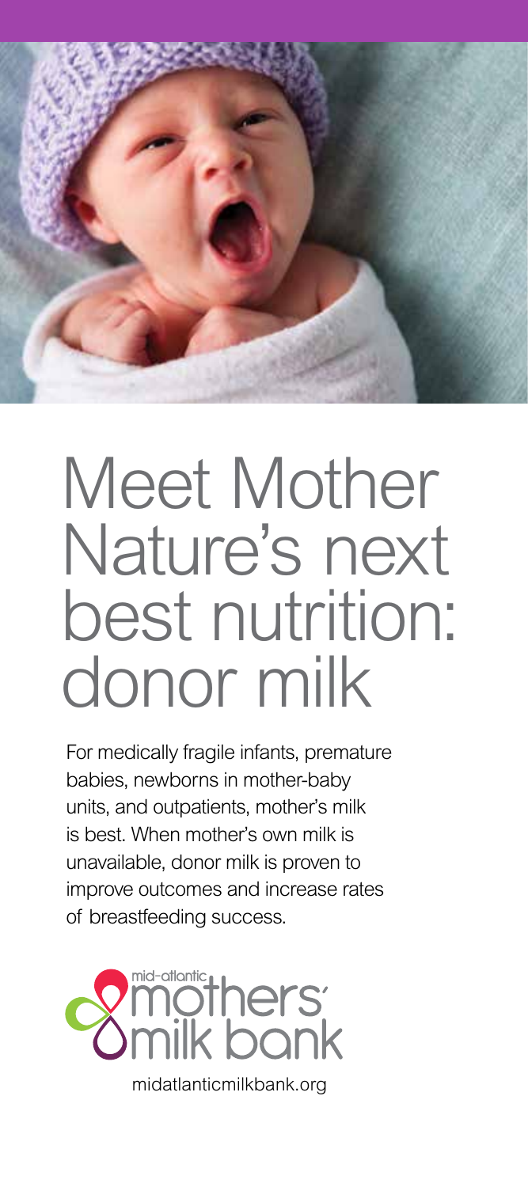# Meet Mother Nature's next best nutrition: donor milk

For medically fragile infants, premature babies, newborns in mother-baby units, and outpatients, mother's milk is best. When mother's own milk is unavailable, donor milk is proven to improve outcomes and increase rates of breastfeeding success.

mid-atlantic mothers' milk bank

midatlanticmilkbank.org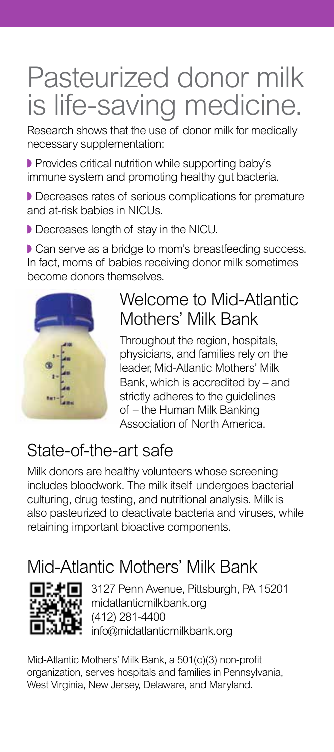# Pasteurized donor milk is life-saving medicine.

Research shows that the use of donor milk for medically necessary supplementation:

- Provides critical nutrition while supporting baby's immune system and promoting healthy gut bacteria.
- Decreases rates of serious complications for premature and at-risk babies in NICUs.
- Decreases length of stay in the NICU.
- Can serve as a bridge to mom's breastfeeding success. In fact, moms of babies receiving donor milk sometimes become donors themselves.

## Welcome to Mid-Atlantic Mothers' Milk Bank

Throughout the region, hospitals, physicians, and families rely on the leader, Mid-Atlantic Mothers' Milk Bank, which is accredited by – and strictly adheres to the guidelines of – the Human Milk Banking Association of North America.

## State-of-the-art safe

Milk donors are healthy volunteers whose screening includes bloodwork. The milk itself undergoes bacterial culturing, drug testing, and nutritional analysis. Milk is also pasteurized to deactivate bacteria and viruses, while retaining important bioactive components.

## Mid-Atlantic Mothers' Milk Bank

3127 Penn Avenue, Pittsburgh, PA 15201
midatlanticmilkbank.org
(412) 281-4400
info@midatlanticmilkbank.org

Mid-Atlantic Mothers' Milk Bank, a 501(c)(3) non-profit organization, serves hospitals and families in Pennsylvania, West Virginia, New Jersey, Delaware, and Maryland.